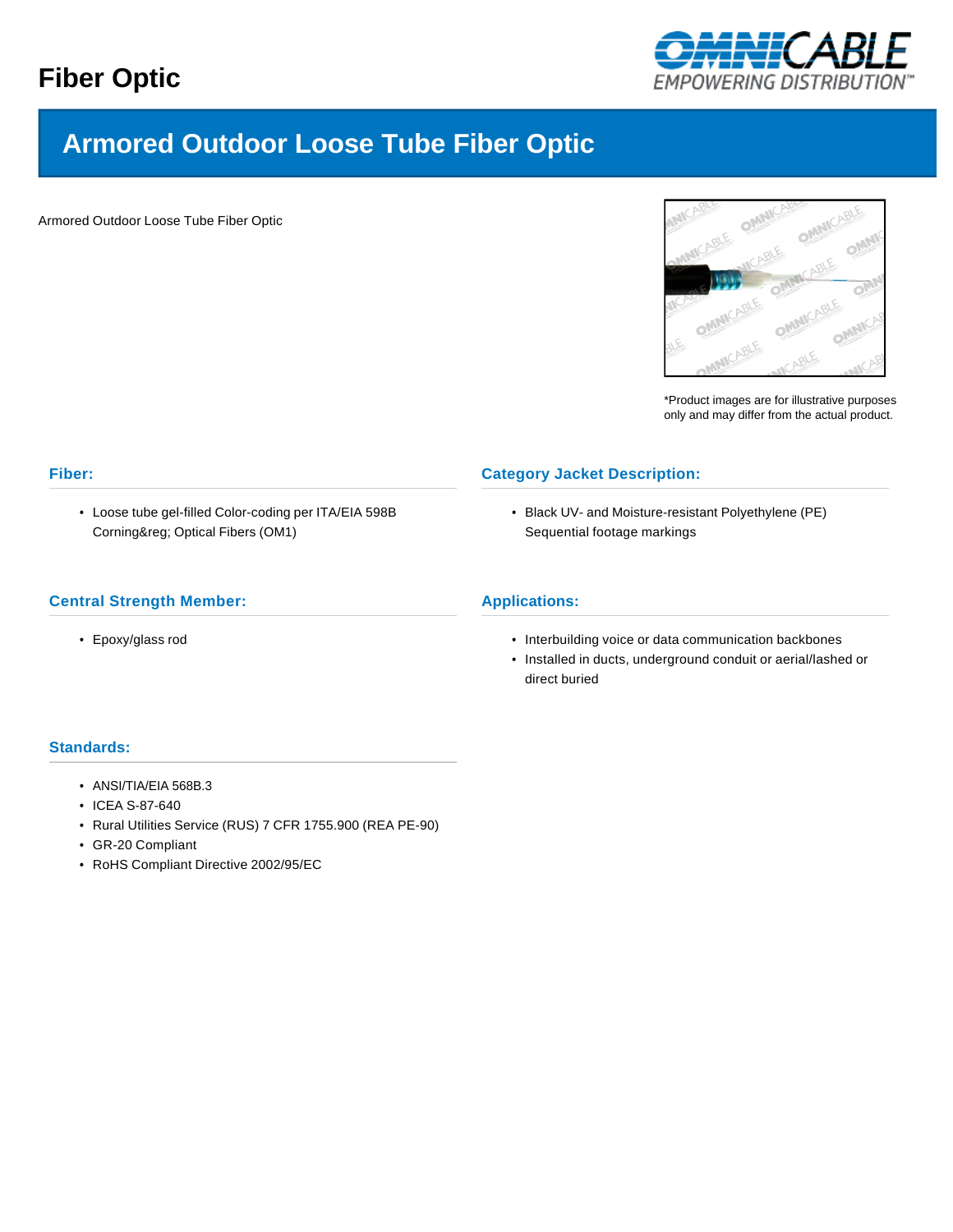# Fiber Optic

## Armored Outdoor Loose Tube Fiber Optic

Armored Outdoor Loose Tube Fiber Optic

*Product images are for illustrative purposes only and may differ from the actual product.

### Fiber:

- Loose tube gel-filled Color-coding per ITA/EIA 598B Corning&reg; Optical Fibers (OM1)

### Category Jacket Description:

- Black UV- and Moisture-resistant Polyethylene (PE) Sequential footage markings

### Central Strength Member:

- Epoxy/glass rod

### Applications:

- Interbuilding voice or data communication backbones
- Installed in ducts, underground conduit or aerial/lashed or direct buried

### Standards:

- ANSI/TIA/EIA 568B.3
- ICEA S-87-640
- Rural Utilities Service (RUS) 7 CFR 1755.900 (REA PE-90)
- GR-20 Compliant
- RoHS Compliant Directive 2002/95/EC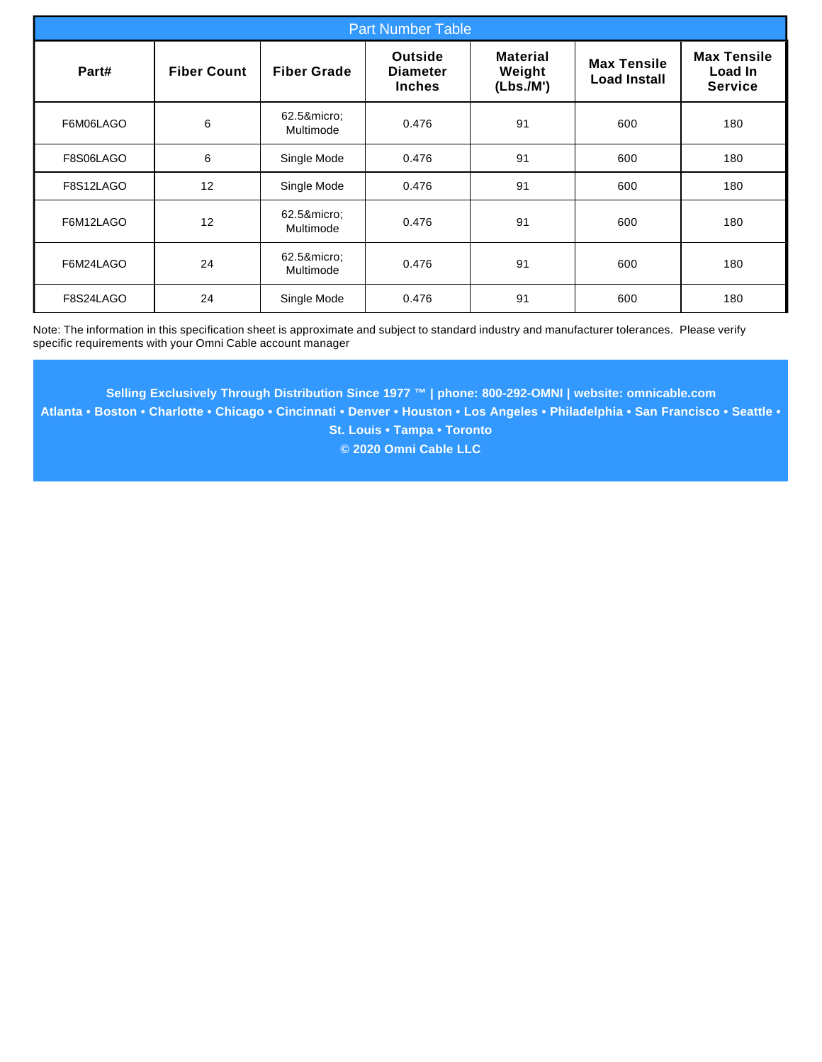## Part Number Table

| Part# | Fiber Count | Fiber Grade | Outside Diameter Inches | Material Weight (Lbs./M') | Max Tensile Load Install | Max Tensile Load In Service |
|---|---|---|---|---|---|---|
| F6M06LAGO | 6 | 62.5&micro; Multimode | 0.476 | 91 | 600 | 180 |
| F8S06LAGO | 6 | Single Mode | 0.476 | 91 | 600 | 180 |
| F8S12LAGO | 12 | Single Mode | 0.476 | 91 | 600 | 180 |
| F6M12LAGO | 12 | 62.5&micro; Multimode | 0.476 | 91 | 600 | 180 |
| F6M24LAGO | 24 | 62.5&micro; Multimode | 0.476 | 91 | 600 | 180 |
| F8S24LAGO | 24 | Single Mode | 0.476 | 91 | 600 | 180 |

Note: The information in this specification sheet is approximate and subject to standard industry and manufacturer tolerances. Please verify specific requirements with your Omni Cable account manager

**Selling Exclusively Through Distribution Since 1977 ™ | phone: 800-292-OMNI | website: omnicable.com**
**Atlanta • Boston • Charlotte • Chicago • Cincinnati • Denver • Houston • Los Angeles • Philadelphia • San Francisco • Seattle • St. Louis • Tampa • Toronto**
**© 2020 Omni Cable LLC**